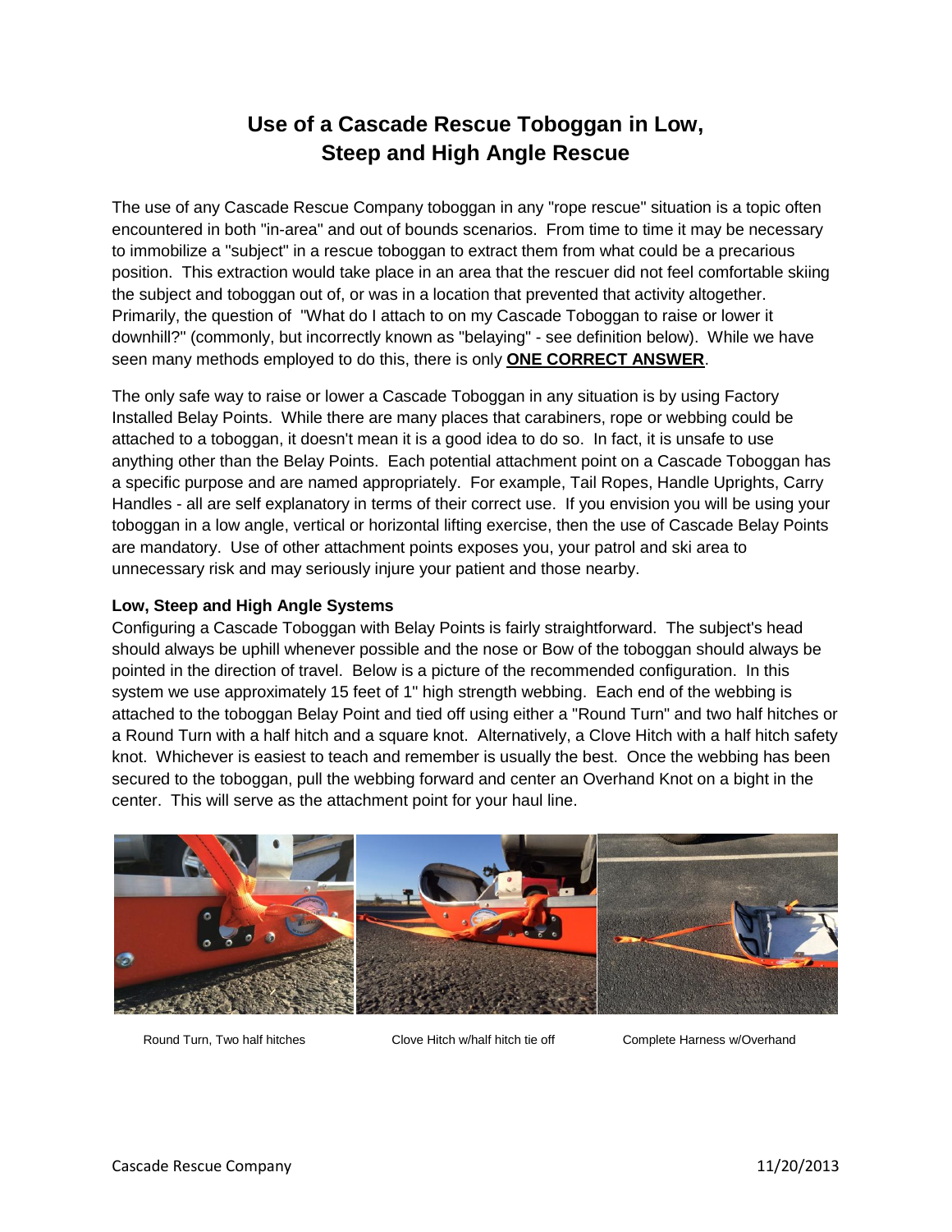# Use of a Cascade Rescue Toboggan in Low, Steep and High Angle Rescue

The use of any Cascade Rescue Company toboggan in any "rope rescue" situation is a topic often encountered in both "in-area" and out of bounds scenarios. From time to time it may be necessary to immobilize a "subject" in a rescue toboggan to extract them from what could be a precarious position. This extraction would take place in an area that the rescuer did not feel comfortable skiing the subject and toboggan out of, or was in a location that prevented that activity altogether. Primarily, the question of "What do I attach to on my Cascade Toboggan to raise or lower it downhill?" (commonly, but incorrectly known as "belaying" - see definition below). While we have seen many methods employed to do this, there is only **ONE CORRECT ANSWER**.

The only safe way to raise or lower a Cascade Toboggan in any situation is by using Factory Installed Belay Points. While there are many places that carabiners, rope or webbing could be attached to a toboggan, it doesn't mean it is a good idea to do so. In fact, it is unsafe to use anything other than the Belay Points. Each potential attachment point on a Cascade Toboggan has a specific purpose and are named appropriately. For example, Tail Ropes, Handle Uprights, Carry Handles - all are self explanatory in terms of their correct use. If you envision you will be using your toboggan in a low angle, vertical or horizontal lifting exercise, then the use of Cascade Belay Points are mandatory. Use of other attachment points exposes you, your patrol and ski area to unnecessary risk and may seriously injure your patient and those nearby.

### Low, Steep and High Angle Systems

Configuring a Cascade Toboggan with Belay Points is fairly straightforward. The subject's head should always be uphill whenever possible and the nose or Bow of the toboggan should always be pointed in the direction of travel. Below is a picture of the recommended configuration. In this system we use approximately 15 feet of 1" high strength webbing. Each end of the webbing is attached to the toboggan Belay Point and tied off using either a "Round Turn" and two half hitches or a Round Turn with a half hitch and a square knot. Alternatively, a Clove Hitch with a half hitch safety knot. Whichever is easiest to teach and remember is usually the best. Once the webbing has been secured to the toboggan, pull the webbing forward and center an Overhand Knot on a bight in the center. This will serve as the attachment point for your haul line.

Round Turn, Two half hitches

Clove Hitch w/half hitch tie off

Complete Harness w/Overhand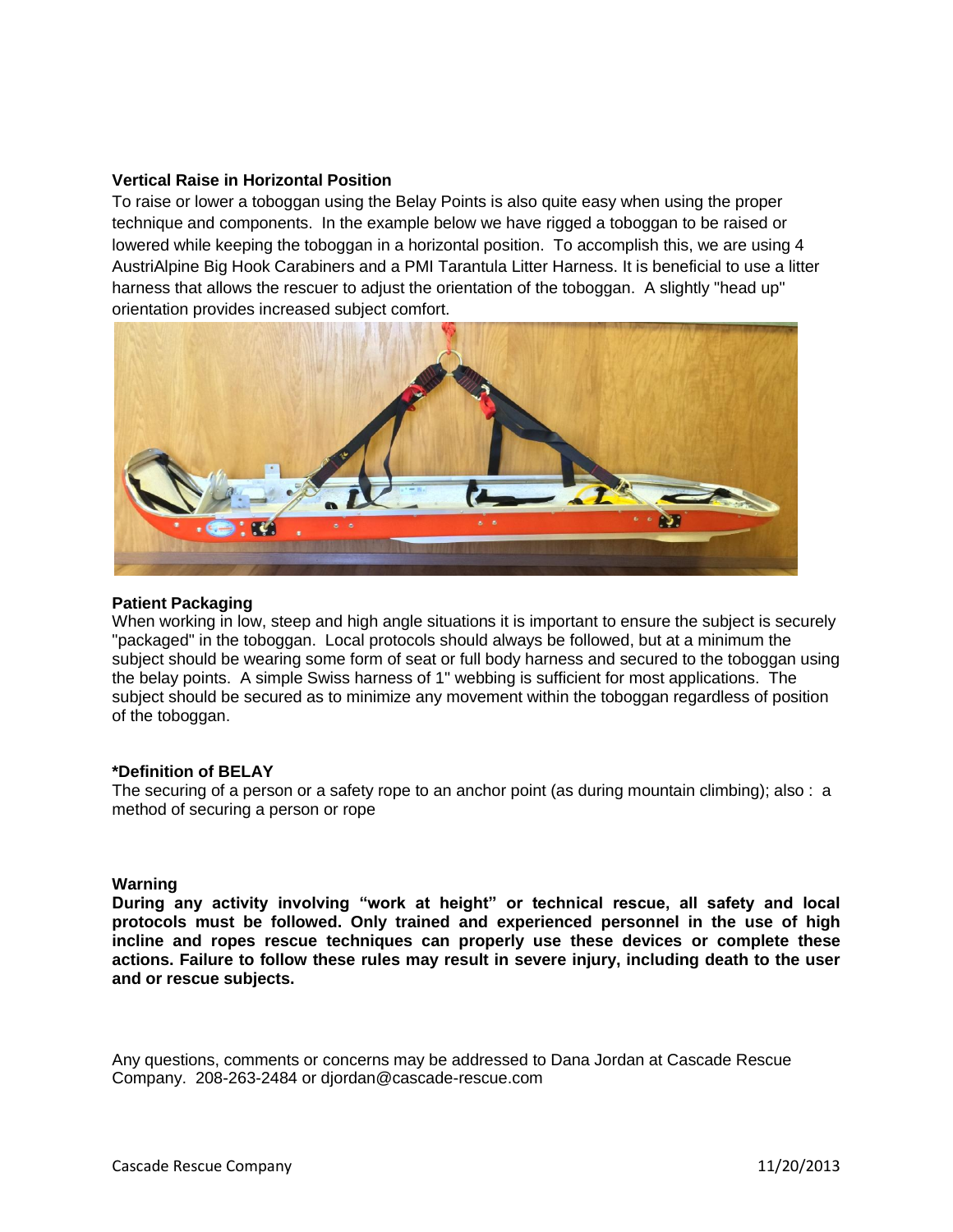### Vertical Raise in Horizontal Position

To raise or lower a toboggan using the Belay Points is also quite easy when using the proper technique and components. In the example below we have rigged a toboggan to be raised or lowered while keeping the toboggan in a horizontal position. To accomplish this, we are using 4 AustriAlpine Big Hook Carabiners and a PMI Tarantula Litter Harness. It is beneficial to use a litter harness that allows the rescuer to adjust the orientation of the toboggan. A slightly "head up" orientation provides increased subject comfort.

### Patient Packaging

When working in low, steep and high angle situations it is important to ensure the subject is securely "packaged" in the toboggan. Local protocols should always be followed, but at a minimum the subject should be wearing some form of seat or full body harness and secured to the toboggan using the belay points. A simple Swiss harness of 1" webbing is sufficient for most applications. The subject should be secured as to minimize any movement within the toboggan regardless of position of the toboggan.

### *Definition of BELAY

The securing of a person or a safety rope to an anchor point (as during mountain climbing); also : a method of securing a person or rope

### Warning

**During any activity involving "work at height" or technical rescue, all safety and local protocols must be followed. Only trained and experienced personnel in the use of high incline and ropes rescue techniques can properly use these devices or complete these actions. Failure to follow these rules may result in severe injury, including death to the user and or rescue subjects.**

Any questions, comments or concerns may be addressed to Dana Jordan at Cascade Rescue Company. 208-263-2484 or djordan@cascade-rescue.com